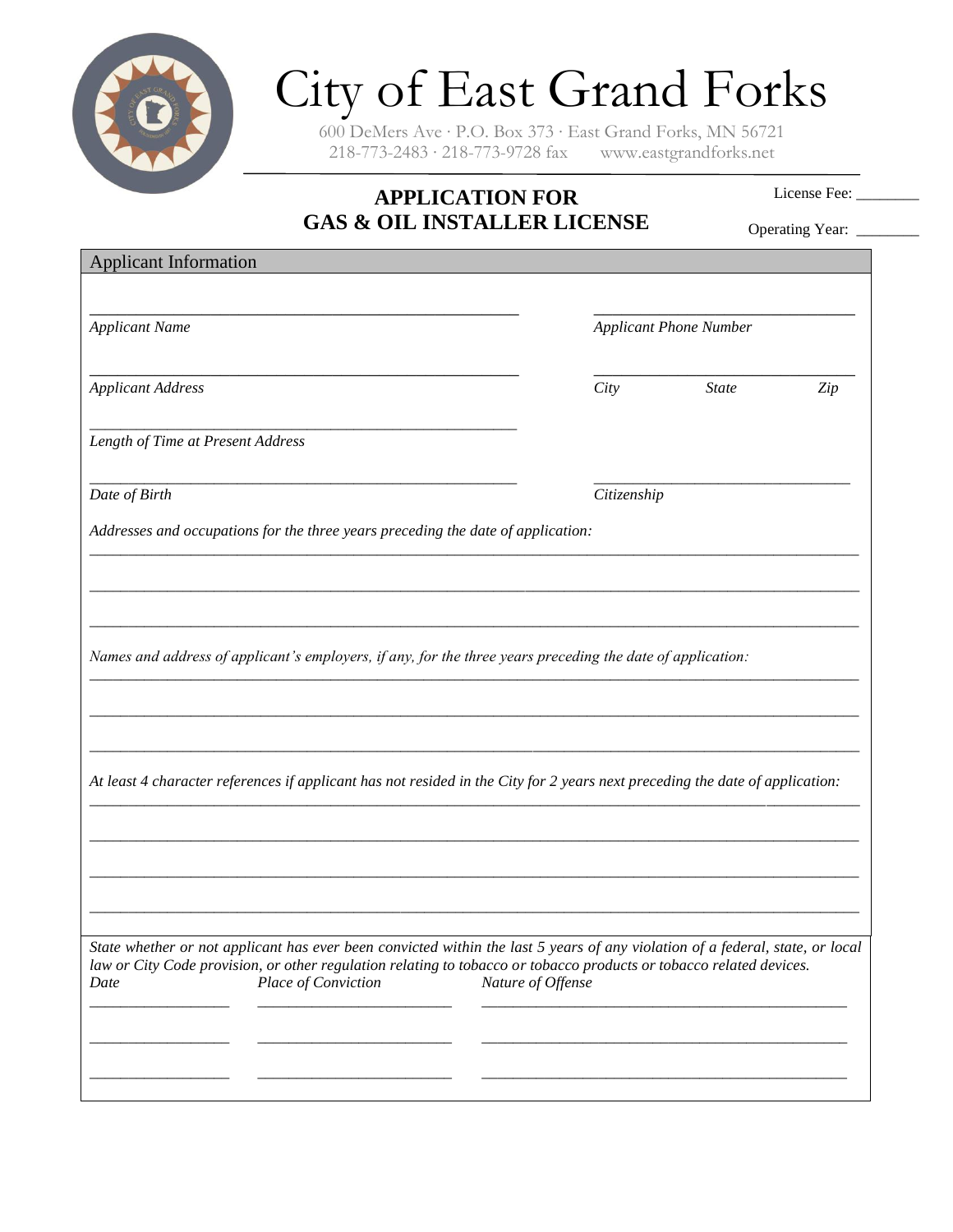# City of East Grand Forks

600 DeMers Ave · P.O. Box 373 · East Grand Forks, MN 56721
218-773-2483 · 218-773-9728 fax www.eastgrandforks.net

## APPLICATION FOR GAS & OIL INSTALLER LICENSE

License Fee: ________

Operating Year: ________

### Applicant Information

_______________________________________________ _____________________________

*Applicant Name* *Applicant Phone Number*

_______________________________________________ _____________________________

*Applicant Address* *City* *State* *Zip*

_______________________________________________

*Length of Time at Present Address*

_______________________________________________ _____________________________

*Date of Birth* *Citizenship*

*Addresses and occupations for the three years preceding the date of application:*

_____________________________________________________________________________________

_____________________________________________________________________________________

_____________________________________________________________________________________

*Names and address of applicant's employers, if any, for the three years preceding the date of application:*

_____________________________________________________________________________________

_____________________________________________________________________________________

_____________________________________________________________________________________

*At least 4 character references if applicant has not resided in the City for 2 years next preceding the date of application:*

_____________________________________________________________________________________

_____________________________________________________________________________________

_____________________________________________________________________________________

_____________________________________________________________________________________

*State whether or not applicant has ever been convicted within the last 5 years of any violation of a federal, state, or local law or City Code provision, or other regulation relating to tobacco or tobacco products or tobacco related devices.*

| *Date* | *Place of Conviction* | *Nature of Offense* |
| --- | --- | --- |
| | | |
| | | |
| | | |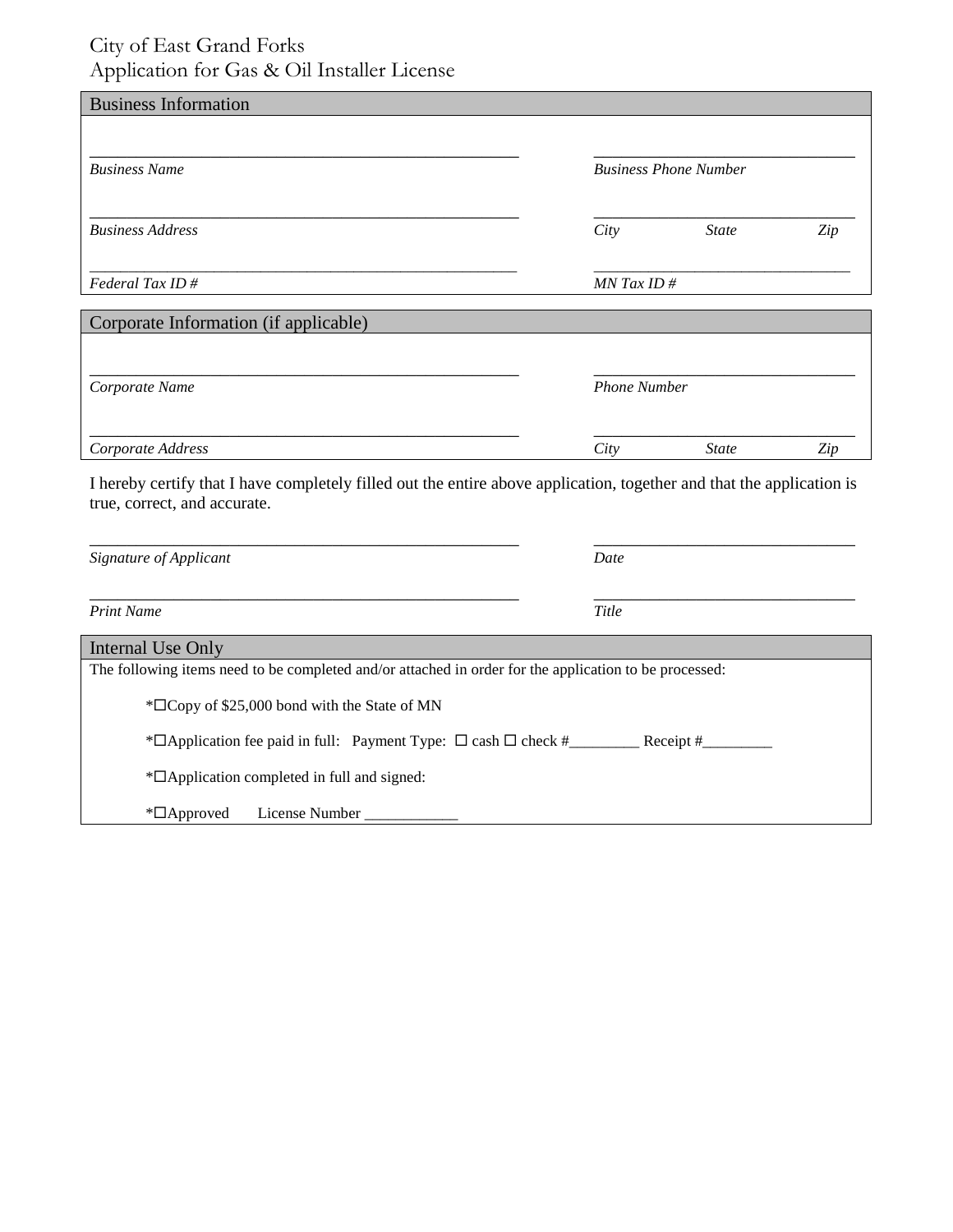City of East Grand Forks
Application for Gas & Oil Installer License

## Business Information

_______________________________________________ _______________________________

*Business Name* *Business Phone Number*

_______________________________________________ _______________________________

*Business Address* *City* *State* *Zip*

_______________________________________________ _______________________________

*Federal Tax ID #* *MN Tax ID #*

## Corporate Information (if applicable)

_______________________________________________ _______________________________

*Corporate Name* *Phone Number*

_______________________________________________ _______________________________

*Corporate Address* *City* *State* *Zip*

I hereby certify that I have completely filled out the entire above application, together and that the application is true, correct, and accurate.

_______________________________________________ _______________________________

*Signature of Applicant* *Date*

_______________________________________________ _______________________________

*Print Name* *Title*

## Internal Use Only

The following items need to be completed and/or attached in order for the application to be processed:

*☐Copy of $25,000 bond with the State of MN

*☐Application fee paid in full: Payment Type: ☐ cash ☐ check #_________ Receipt #_________

*☐Application completed in full and signed:

*☐Approved License Number ____________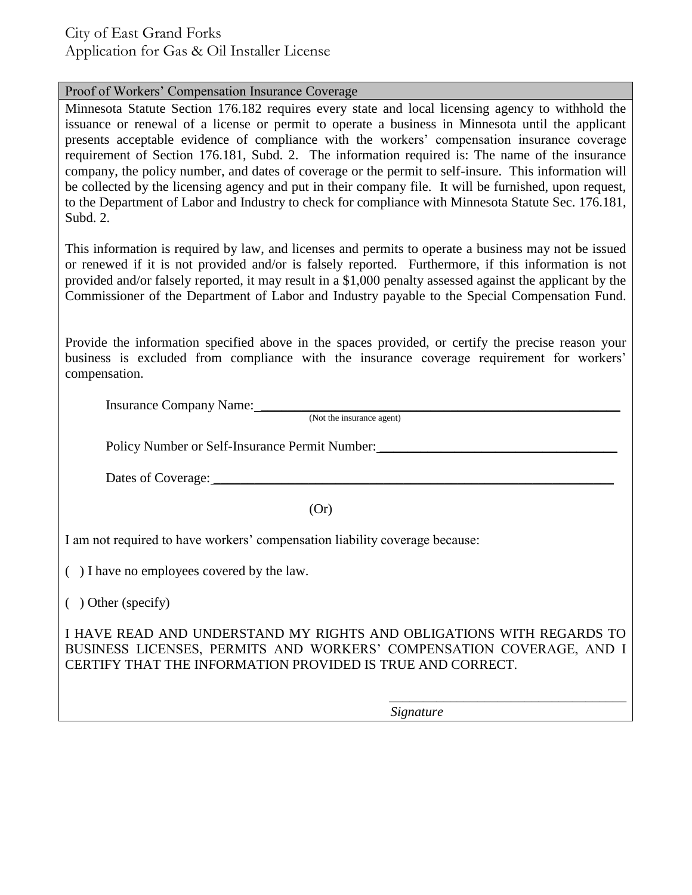City of East Grand Forks
Application for Gas & Oil Installer License

## Proof of Workers' Compensation Insurance Coverage

Minnesota Statute Section 176.182 requires every state and local licensing agency to withhold the issuance or renewal of a license or permit to operate a business in Minnesota until the applicant presents acceptable evidence of compliance with the workers' compensation insurance coverage requirement of Section 176.181, Subd. 2. The information required is: The name of the insurance company, the policy number, and dates of coverage or the permit to self-insure. This information will be collected by the licensing agency and put in their company file. It will be furnished, upon request, to the Department of Labor and Industry to check for compliance with Minnesota Statute Sec. 176.181, Subd. 2.

This information is required by law, and licenses and permits to operate a business may not be issued or renewed if it is not provided and/or is falsely reported. Furthermore, if this information is not provided and/or falsely reported, it may result in a $1,000 penalty assessed against the applicant by the Commissioner of the Department of Labor and Industry payable to the Special Compensation Fund.

Provide the information specified above in the spaces provided, or certify the precise reason your business is excluded from compliance with the insurance coverage requirement for workers' compensation.

Insurance Company Name: ____________________________________________
(Not the insurance agent)

Policy Number or Self-Insurance Permit Number: ____________________________

Dates of Coverage: ________________________________________________

(Or)

I am not required to have workers' compensation liability coverage because:

( ) I have no employees covered by the law.

( ) Other (specify)

I HAVE READ AND UNDERSTAND MY RIGHTS AND OBLIGATIONS WITH REGARDS TO BUSINESS LICENSES, PERMITS AND WORKERS' COMPENSATION COVERAGE, AND I CERTIFY THAT THE INFORMATION PROVIDED IS TRUE AND CORRECT.

____________________________________
*Signature*